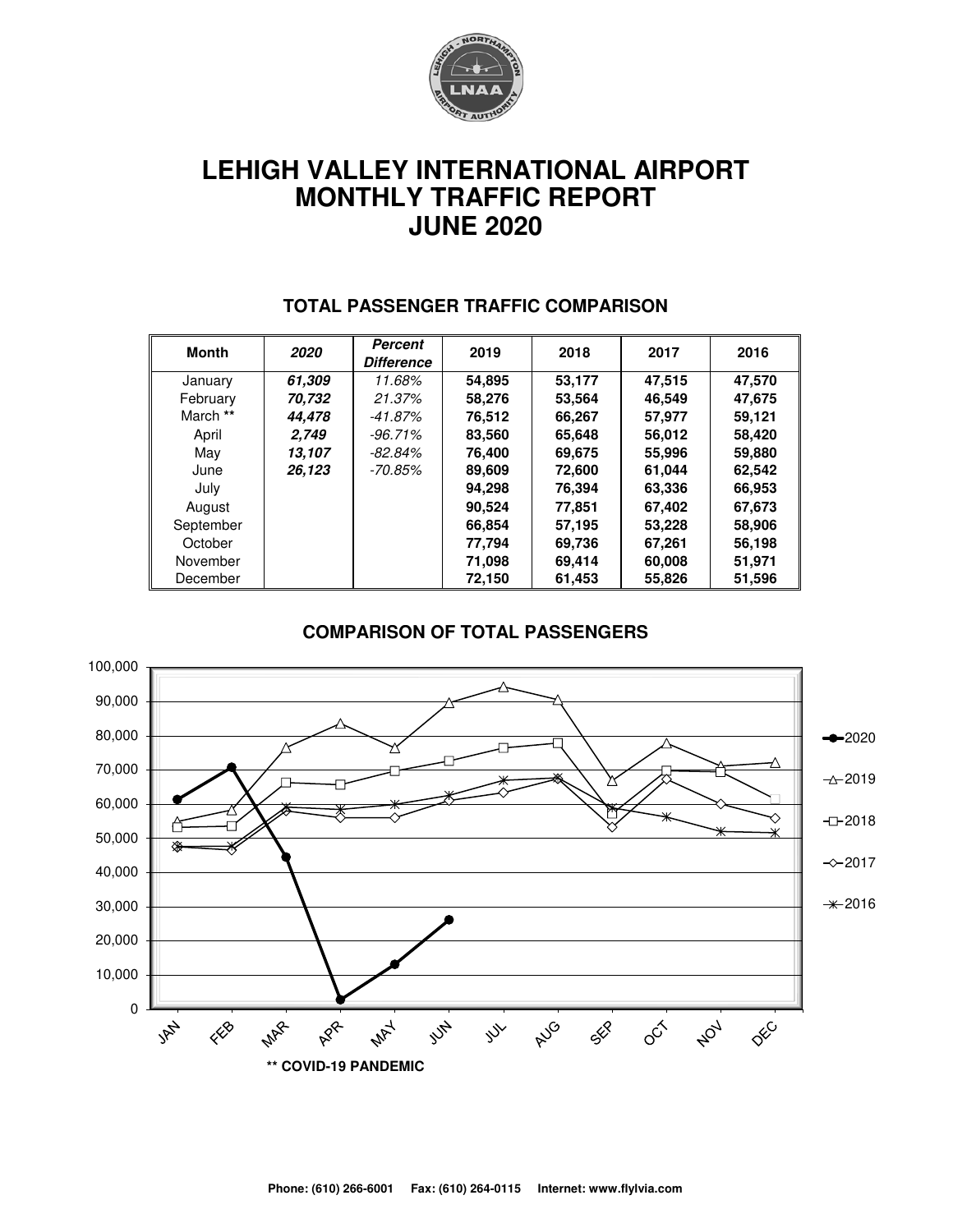# LEHIGH VALLEY INTERNATIONAL AIRPORT
# MONTHLY TRAFFIC REPORT
# JUNE 2020

## TOTAL PASSENGER TRAFFIC COMPARISON

| Month | *2020* | *Percent Difference* | 2019 | 2018 | 2017 | 2016 |
|---|---|---|---|---|---|---|
| January | ***61,309*** | *11.68%* | **54,895** | **53,177** | **47,515** | **47,570** |
| February | ***70,732*** | *21.37%* | **58,276** | **53,564** | **46,549** | **47,675** |
| March ** | ***44,478*** | *-41.87%* | **76,512** | **66,267** | **57,977** | **59,121** |
| April | ***2,749*** | *-96.71%* | **83,560** | **65,648** | **56,012** | **58,420** |
| May | ***13,107*** | *-82.84%* | **76,400** | **69,675** | **55,996** | **59,880** |
| June | ***26,123*** | *-70.85%* | **89,609** | **72,600** | **61,044** | **62,542** |
| July | | | **94,298** | **76,394** | **63,336** | **66,953** |
| August | | | **90,524** | **77,851** | **67,402** | **67,673** |
| September | | | **66,854** | **57,195** | **53,228** | **58,906** |
| October | | | **77,794** | **69,736** | **67,261** | **56,198** |
| November | | | **71,098** | **69,414** | **60,008** | **51,971** |
| December | | | **72,150** | **61,453** | **55,826** | **51,596** |

## COMPARISON OF TOTAL PASSENGERS

**** COVID-19 PANDEMIC**

**Phone: (610) 266-6001 Fax: (610) 264-0115 Internet: www.flylvia.com**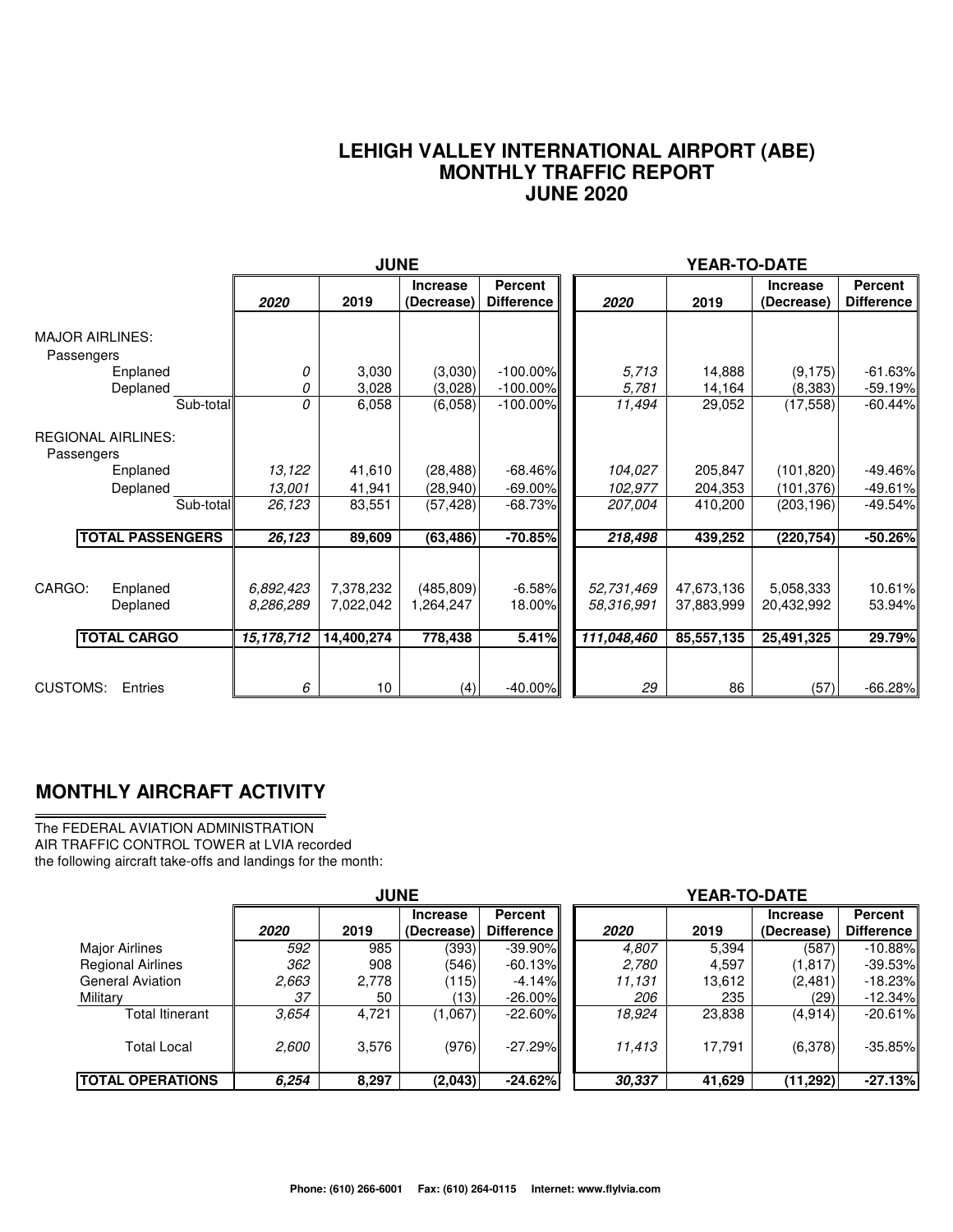# LEHIGH VALLEY INTERNATIONAL AIRPORT (ABE)
## MONTHLY TRAFFIC REPORT
## JUNE 2020

| | JUNE | | | | YEAR-TO-DATE | | | |
|---|---|---|---|---|---|---|---|---|
| | *2020* | 2019 | Increase (Decrease) | Percent Difference | *2020* | 2019 | Increase (Decrease) | Percent Difference |
| **MAJOR AIRLINES:** | | | | | | | | |
| Passengers | | | | | | | | |
| Enplaned | *0* | 3,030 | (3,030) | -100.00% | *5,713* | 14,888 | (9,175) | -61.63% |
| Deplaned | *0* | 3,028 | (3,028) | -100.00% | *5,781* | 14,164 | (8,383) | -59.19% |
| Sub-total | *0* | 6,058 | (6,058) | -100.00% | *11,494* | 29,052 | (17,558) | -60.44% |
| **REGIONAL AIRLINES:** | | | | | | | | |
| Passengers | | | | | | | | |
| Enplaned | *13,122* | 41,610 | (28,488) | -68.46% | *104,027* | 205,847 | (101,820) | -49.46% |
| Deplaned | *13,001* | 41,941 | (28,940) | -69.00% | *102,977* | 204,353 | (101,376) | -49.61% |
| Sub-total | *26,123* | 83,551 | (57,428) | -68.73% | *207,004* | 410,200 | (203,196) | -49.54% |
| **TOTAL PASSENGERS** | ***26,123*** | **89,609** | **(63,486)** | **-70.85%** | ***218,498*** | **439,252** | **(220,754)** | **-50.26%** |
| CARGO: Enplaned | *6,892,423* | 7,378,232 | (485,809) | -6.58% | *52,731,469* | 47,673,136 | 5,058,333 | 10.61% |
| Deplaned | *8,286,289* | 7,022,042 | 1,264,247 | 18.00% | *58,316,991* | 37,883,999 | 20,432,992 | 53.94% |
| **TOTAL CARGO** | ***15,178,712*** | **14,400,274** | **778,438** | **5.41%** | ***111,048,460*** | **85,557,135** | **25,491,325** | **29.79%** |
| CUSTOMS: Entries | *6* | 10 | (4) | -40.00% | *29* | 86 | (57) | -66.28% |

## MONTHLY AIRCRAFT ACTIVITY

The FEDERAL AVIATION ADMINISTRATION
AIR TRAFFIC CONTROL TOWER at LVIA recorded
the following aircraft take-offs and landings for the month:

| | JUNE | | | | YEAR-TO-DATE | | | |
|---|---|---|---|---|---|---|---|---|
| | *2020* | 2019 | Increase (Decrease) | Percent Difference | *2020* | 2019 | Increase (Decrease) | Percent Difference |
| Major Airlines | *592* | 985 | (393) | -39.90% | *4,807* | 5,394 | (587) | -10.88% |
| Regional Airlines | *362* | 908 | (546) | -60.13% | *2,780* | 4,597 | (1,817) | -39.53% |
| General Aviation | *2,663* | 2,778 | (115) | -4.14% | *11,131* | 13,612 | (2,481) | -18.23% |
| Military | *37* | 50 | (13) | -26.00% | *206* | 235 | (29) | -12.34% |
| Total Itinerant | *3,654* | 4,721 | (1,067) | -22.60% | *18,924* | 23,838 | (4,914) | -20.61% |
| Total Local | *2,600* | 3,576 | (976) | -27.29% | *11,413* | 17,791 | (6,378) | -35.85% |
| **TOTAL OPERATIONS** | ***6,254*** | **8,297** | **(2,043)** | **-24.62%** | ***30,337*** | **41,629** | **(11,292)** | **-27.13%** |

Phone: (610) 266-6001 Fax: (610) 264-0115 Internet: www.flylvia.com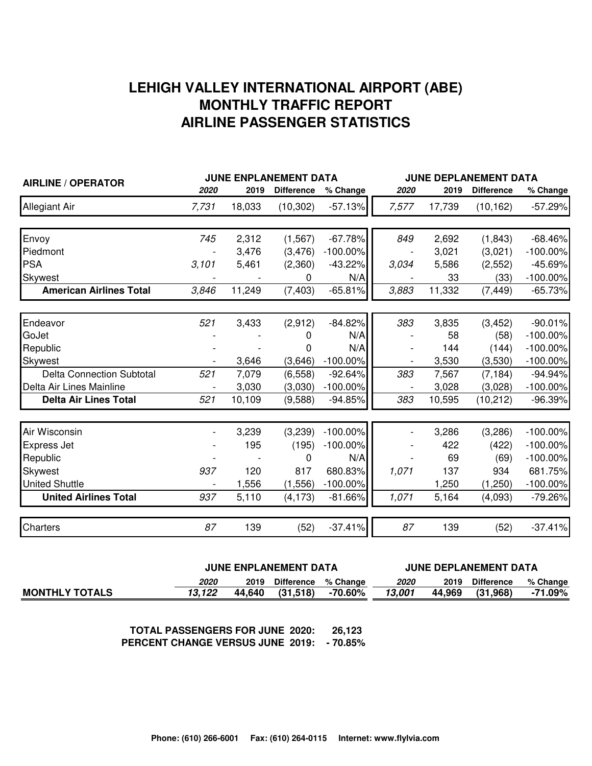# LEHIGH VALLEY INTERNATIONAL AIRPORT (ABE)
# MONTHLY TRAFFIC REPORT
# AIRLINE PASSENGER STATISTICS

| AIRLINE / OPERATOR | JUNE ENPLANEMENT DATA | | | | JUNE DEPLANEMENT DATA | | | |
|---|---|---|---|---|---|---|---|---|
| | *2020* | 2019 | Difference | % Change | *2020* | 2019 | Difference | % Change |
| Allegiant Air | *7,731* | 18,033 | (10,302) | -57.13% | *7,577* | 17,739 | (10,162) | -57.29% |
| Envoy | *745* | 2,312 | (1,567) | -67.78% | *849* | 2,692 | (1,843) | -68.46% |
| Piedmont | - | 3,476 | (3,476) | -100.00% | - | 3,021 | (3,021) | -100.00% |
| PSA | *3,101* | 5,461 | (2,360) | -43.22% | *3,034* | 5,586 | (2,552) | -45.69% |
| Skywest | - | - | 0 | N/A | - | 33 | (33) | -100.00% |
| **American Airlines Total** | *3,846* | 11,249 | (7,403) | -65.81% | *3,883* | 11,332 | (7,449) | -65.73% |
| Endeavor | *521* | 3,433 | (2,912) | -84.82% | *383* | 3,835 | (3,452) | -90.01% |
| GoJet | - | - | 0 | N/A | - | 58 | (58) | -100.00% |
| Republic | - | - | 0 | N/A | - | 144 | (144) | -100.00% |
| Skywest | - | 3,646 | (3,646) | -100.00% | - | 3,530 | (3,530) | -100.00% |
| Delta Connection Subtotal | *521* | 7,079 | (6,558) | -92.64% | *383* | 7,567 | (7,184) | -94.94% |
| Delta Air Lines Mainline | - | 3,030 | (3,030) | -100.00% | - | 3,028 | (3,028) | -100.00% |
| **Delta Air Lines Total** | *521* | 10,109 | (9,588) | -94.85% | *383* | 10,595 | (10,212) | -96.39% |
| Air Wisconsin | - | 3,239 | (3,239) | -100.00% | - | 3,286 | (3,286) | -100.00% |
| Express Jet | - | 195 | (195) | -100.00% | - | 422 | (422) | -100.00% |
| Republic | - | - | 0 | N/A | - | 69 | (69) | -100.00% |
| Skywest | *937* | 120 | 817 | 680.83% | *1,071* | 137 | 934 | 681.75% |
| United Shuttle | - | 1,556 | (1,556) | -100.00% | | 1,250 | (1,250) | -100.00% |
| **United Airlines Total** | *937* | 5,110 | (4,173) | -81.66% | *1,071* | 5,164 | (4,093) | -79.26% |
| Charters | *87* | 139 | (52) | -37.41% | *87* | 139 | (52) | -37.41% |

| | JUNE ENPLANEMENT DATA | | | | JUNE DEPLANEMENT DATA | | | |
|---|---|---|---|---|---|---|---|---|
| | *2020* | 2019 | Difference | % Change | *2020* | 2019 | Difference | % Change |
| **MONTHLY TOTALS** | ***13,122*** | **44,640** | **(31,518)** | **-70.60%** | ***13,001*** | **44,969** | **(31,968)** | **-71.09%** |

**TOTAL PASSENGERS FOR JUNE 2020: 26,123**
**PERCENT CHANGE VERSUS JUNE 2019: - 70.85%**

Phone: (610) 266-6001 Fax: (610) 264-0115 Internet: www.flylvia.com